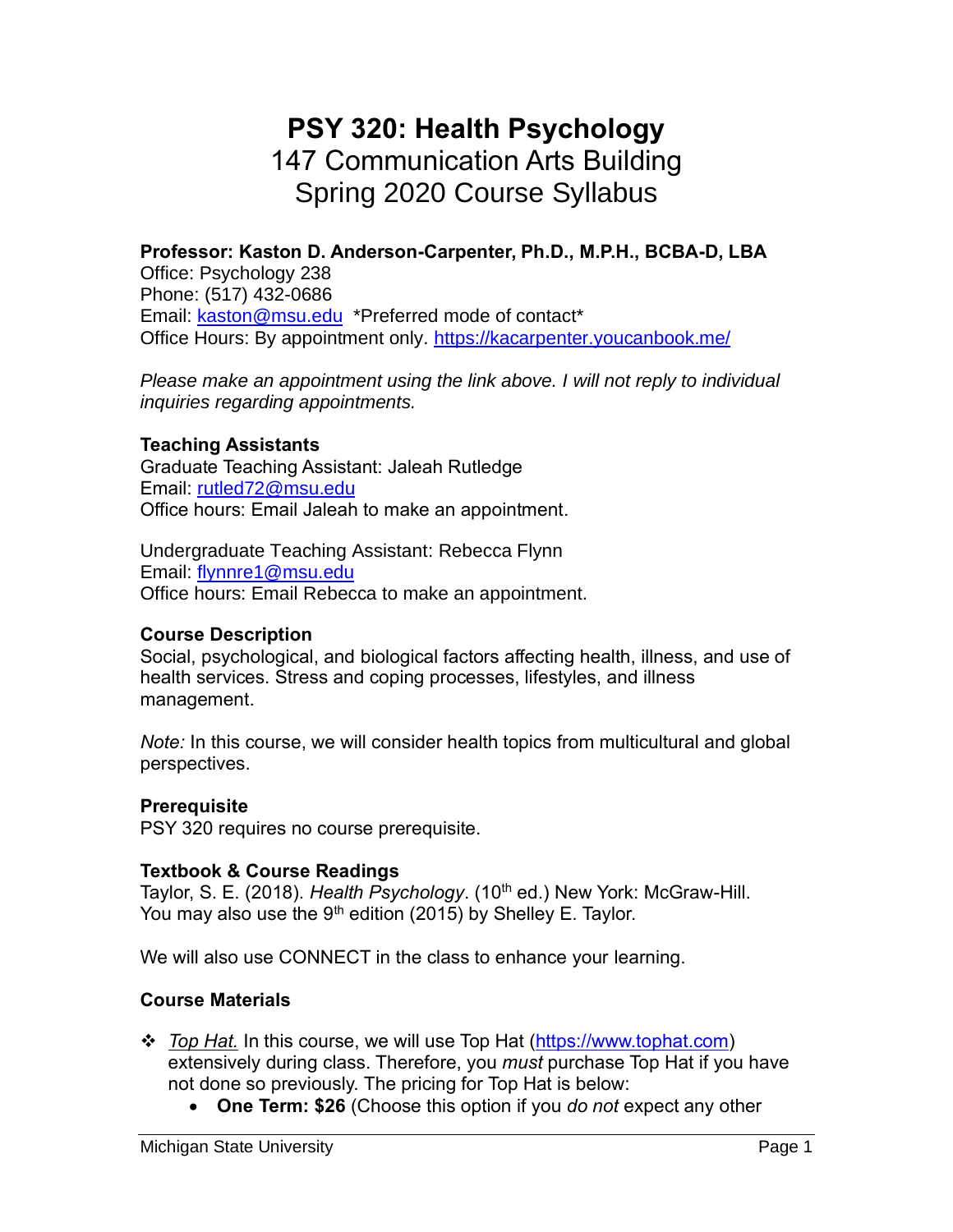# PSY 320: Health Psychology

147 Communication Arts Building
Spring 2020 Course Syllabus

**Professor: Kaston D. Anderson-Carpenter, Ph.D., M.P.H., BCBA-D, LBA**
Office: Psychology 238
Phone: (517) 432-0686
Email: kaston@msu.edu *Preferred mode of contact*
Office Hours: By appointment only. https://kacarpenter.youcanbook.me/

*Please make an appointment using the link above. I will not reply to individual inquiries regarding appointments.*

### Teaching Assistants

Graduate Teaching Assistant: Jaleah Rutledge
Email: rutled72@msu.edu
Office hours: Email Jaleah to make an appointment.

Undergraduate Teaching Assistant: Rebecca Flynn
Email: flynnre1@msu.edu
Office hours: Email Rebecca to make an appointment.

### Course Description

Social, psychological, and biological factors affecting health, illness, and use of health services. Stress and coping processes, lifestyles, and illness management.

*Note:* In this course, we will consider health topics from multicultural and global perspectives.

### Prerequisite

PSY 320 requires no course prerequisite.

### Textbook & Course Readings

Taylor, S. E. (2018). *Health Psychology*. (10th ed.) New York: McGraw-Hill.
You may also use the 9th edition (2015) by Shelley E. Taylor.

We will also use CONNECT in the class to enhance your learning.

### Course Materials

- *Top Hat.* In this course, we will use Top Hat (https://www.tophat.com) extensively during class. Therefore, you *must* purchase Top Hat if you have not done so previously. The pricing for Top Hat is below:
  - **One Term: $26** (Choose this option if you *do not* expect any other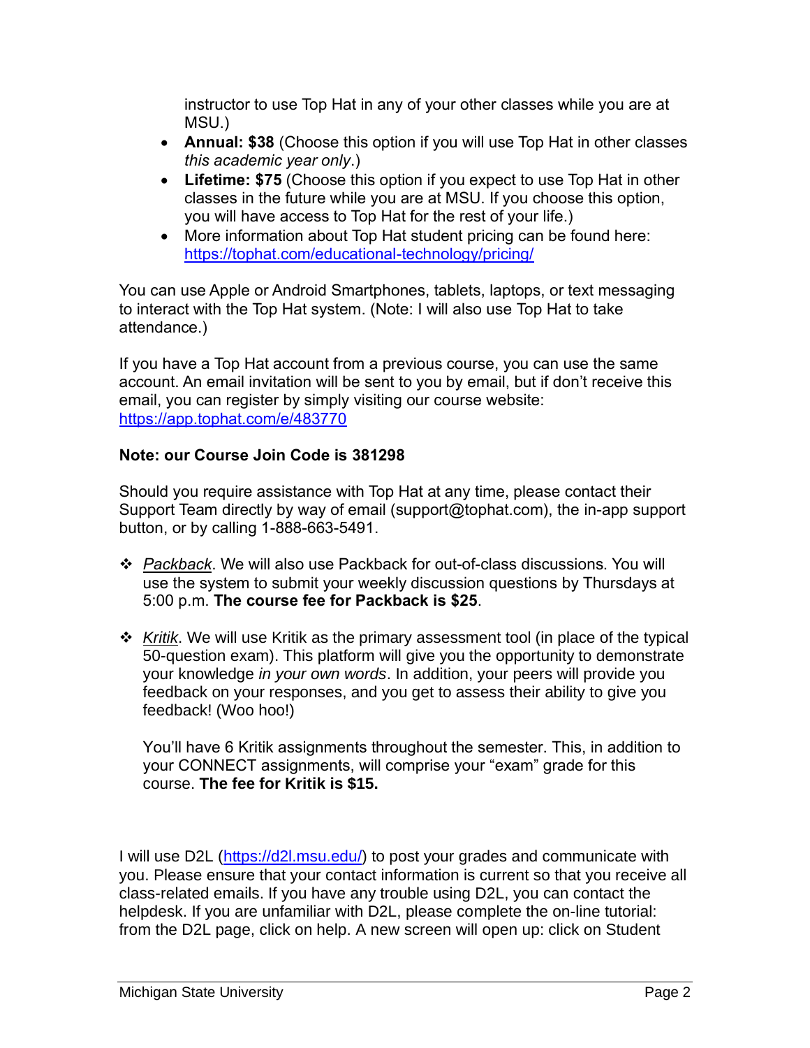instructor to use Top Hat in any of your other classes while you are at MSU.)

- **Annual: $38** (Choose this option if you will use Top Hat in other classes *this academic year only*.)
- **Lifetime: $75** (Choose this option if you expect to use Top Hat in other classes in the future while you are at MSU. If you choose this option, you will have access to Top Hat for the rest of your life.)
- More information about Top Hat student pricing can be found here: https://tophat.com/educational-technology/pricing/

You can use Apple or Android Smartphones, tablets, laptops, or text messaging to interact with the Top Hat system. (Note: I will also use Top Hat to take attendance.)

If you have a Top Hat account from a previous course, you can use the same account. An email invitation will be sent to you by email, but if don't receive this email, you can register by simply visiting our course website: https://app.tophat.com/e/483770

**Note: our Course Join Code is 381298**

Should you require assistance with Top Hat at any time, please contact their Support Team directly by way of email (support@tophat.com), the in-app support button, or by calling 1-888-663-5491.

- ❖ *Packback*. We will also use Packback for out-of-class discussions. You will use the system to submit your weekly discussion questions by Thursdays at 5:00 p.m. **The course fee for Packback is $25**.

- ❖ *Kritik*. We will use Kritik as the primary assessment tool (in place of the typical 50-question exam). This platform will give you the opportunity to demonstrate your knowledge *in your own words*. In addition, your peers will provide you feedback on your responses, and you get to assess their ability to give you feedback! (Woo hoo!)

  You'll have 6 Kritik assignments throughout the semester. This, in addition to your CONNECT assignments, will comprise your "exam" grade for this course. **The fee for Kritik is $15.**

I will use D2L (https://d2l.msu.edu/) to post your grades and communicate with you. Please ensure that your contact information is current so that you receive all class-related emails. If you have any trouble using D2L, you can contact the helpdesk. If you are unfamiliar with D2L, please complete the on-line tutorial: from the D2L page, click on help. A new screen will open up: click on Student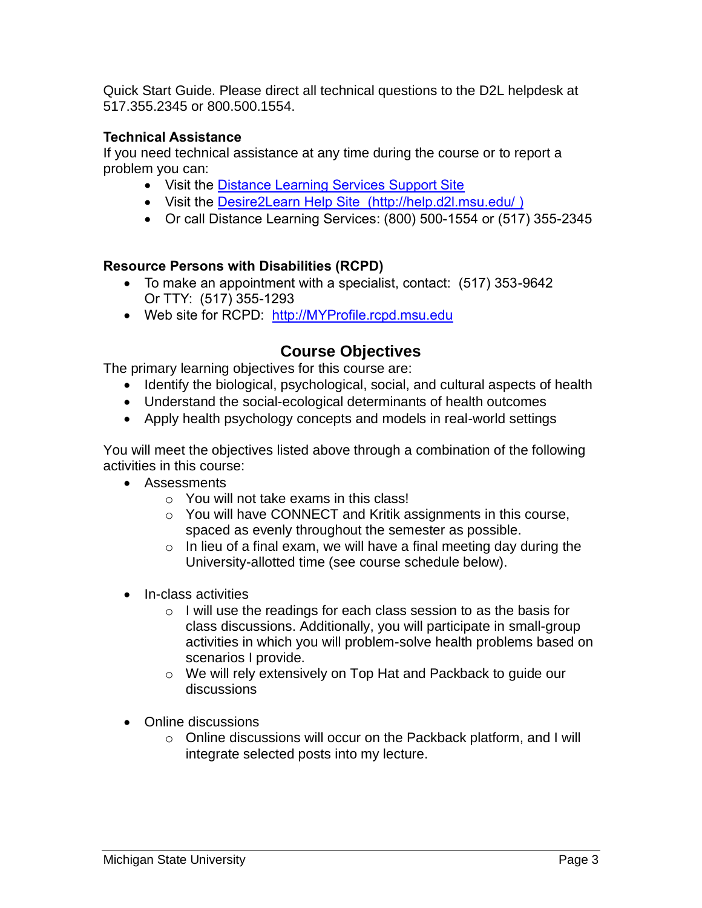Quick Start Guide. Please direct all technical questions to the D2L helpdesk at 517.355.2345 or 800.500.1554.

**Technical Assistance**

If you need technical assistance at any time during the course or to report a problem you can:

- Visit the Distance Learning Services Support Site
- Visit the Desire2Learn Help Site (http://help.d2l.msu.edu/ )
- Or call Distance Learning Services: (800) 500-1554 or (517) 355-2345

**Resource Persons with Disabilities (RCPD)**

- To make an appointment with a specialist, contact: (517) 353-9642 Or TTY: (517) 355-1293
- Web site for RCPD: http://MYProfile.rcpd.msu.edu

## Course Objectives

The primary learning objectives for this course are:

- Identify the biological, psychological, social, and cultural aspects of health
- Understand the social-ecological determinants of health outcomes
- Apply health psychology concepts and models in real-world settings

You will meet the objectives listed above through a combination of the following activities in this course:

- Assessments
  - You will not take exams in this class!
  - You will have CONNECT and Kritik assignments in this course, spaced as evenly throughout the semester as possible.
  - In lieu of a final exam, we will have a final meeting day during the University-allotted time (see course schedule below).

- In-class activities
  - I will use the readings for each class session to as the basis for class discussions. Additionally, you will participate in small-group activities in which you will problem-solve health problems based on scenarios I provide.
  - We will rely extensively on Top Hat and Packback to guide our discussions

- Online discussions
  - Online discussions will occur on the Packback platform, and I will integrate selected posts into my lecture.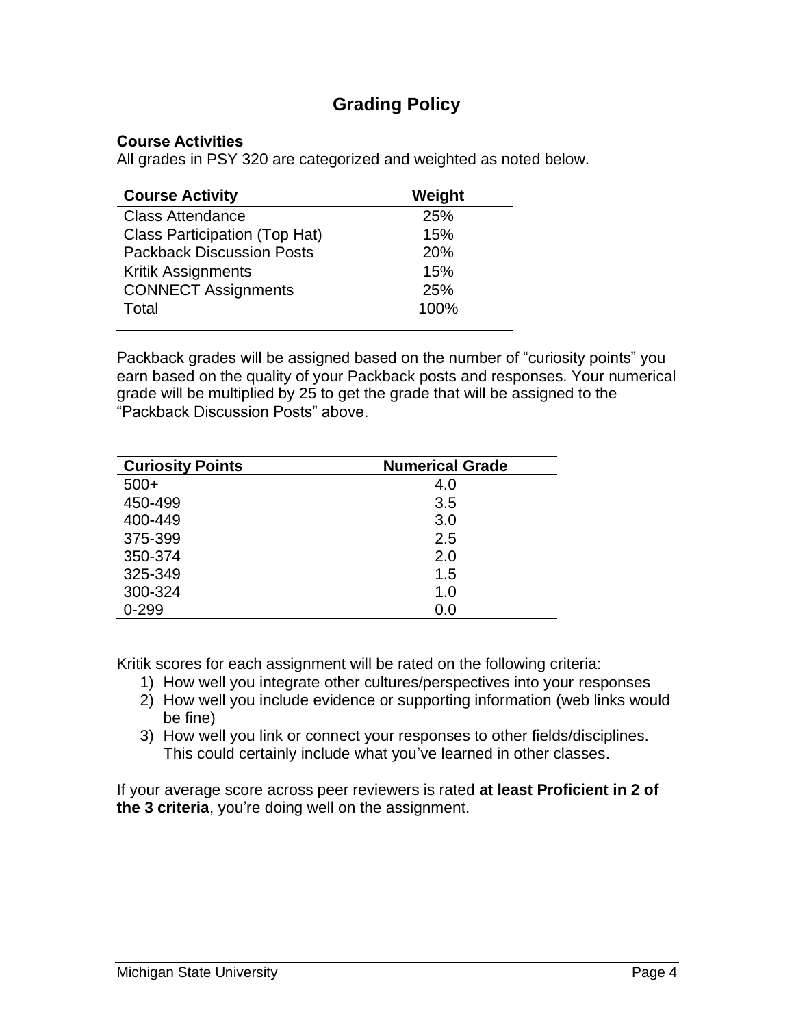# Grading Policy

**Course Activities**

All grades in PSY 320 are categorized and weighted as noted below.

| Course Activity | Weight |
|---|---|
| Class Attendance | 25% |
| Class Participation (Top Hat) | 15% |
| Packback Discussion Posts | 20% |
| Kritik Assignments | 15% |
| CONNECT Assignments | 25% |
| Total | 100% |

Packback grades will be assigned based on the number of "curiosity points" you earn based on the quality of your Packback posts and responses. Your numerical grade will be multiplied by 25 to get the grade that will be assigned to the "Packback Discussion Posts" above.

| Curiosity Points | Numerical Grade |
|---|---|
| 500+ | 4.0 |
| 450-499 | 3.5 |
| 400-449 | 3.0 |
| 375-399 | 2.5 |
| 350-374 | 2.0 |
| 325-349 | 1.5 |
| 300-324 | 1.0 |
| 0-299 | 0.0 |

Kritik scores for each assignment will be rated on the following criteria:

1) How well you integrate other cultures/perspectives into your responses
2) How well you include evidence or supporting information (web links would be fine)
3) How well you link or connect your responses to other fields/disciplines. This could certainly include what you've learned in other classes.

If your average score across peer reviewers is rated **at least Proficient in 2 of the 3 criteria**, you're doing well on the assignment.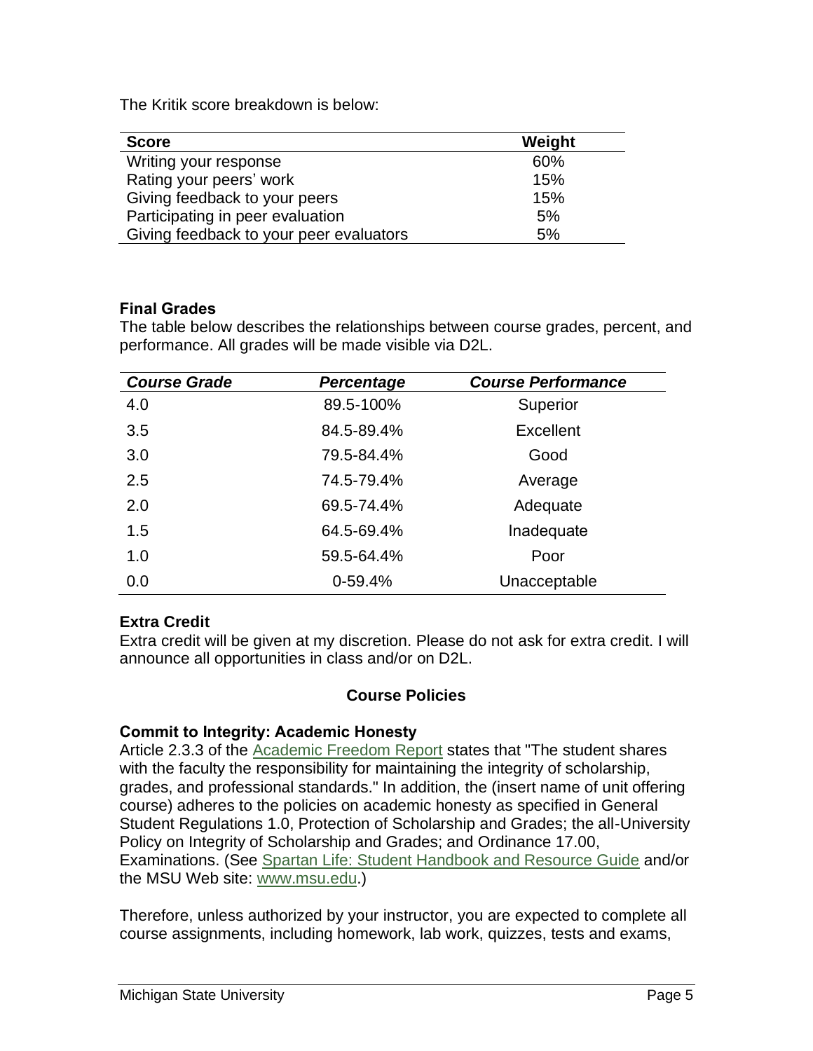The Kritik score breakdown is below:

| Score | Weight |
| --- | --- |
| Writing your response | 60% |
| Rating your peers' work | 15% |
| Giving feedback to your peers | 15% |
| Participating in peer evaluation | 5% |
| Giving feedback to your peer evaluators | 5% |

### Final Grades

The table below describes the relationships between course grades, percent, and performance. All grades will be made visible via D2L.

| *Course Grade* | *Percentage* | *Course Performance* |
| --- | --- | --- |
| 4.0 | 89.5-100% | Superior |
| 3.5 | 84.5-89.4% | Excellent |
| 3.0 | 79.5-84.4% | Good |
| 2.5 | 74.5-79.4% | Average |
| 2.0 | 69.5-74.4% | Adequate |
| 1.5 | 64.5-69.4% | Inadequate |
| 1.0 | 59.5-64.4% | Poor |
| 0.0 | 0-59.4% | Unacceptable |

### Extra Credit

Extra credit will be given at my discretion. Please do not ask for extra credit. I will announce all opportunities in class and/or on D2L.

## Course Policies

### Commit to Integrity: Academic Honesty

Article 2.3.3 of the Academic Freedom Report states that "The student shares with the faculty the responsibility for maintaining the integrity of scholarship, grades, and professional standards." In addition, the (insert name of unit offering course) adheres to the policies on academic honesty as specified in General Student Regulations 1.0, Protection of Scholarship and Grades; the all-University Policy on Integrity of Scholarship and Grades; and Ordinance 17.00, Examinations. (See Spartan Life: Student Handbook and Resource Guide and/or the MSU Web site: www.msu.edu.)

Therefore, unless authorized by your instructor, you are expected to complete all course assignments, including homework, lab work, quizzes, tests and exams,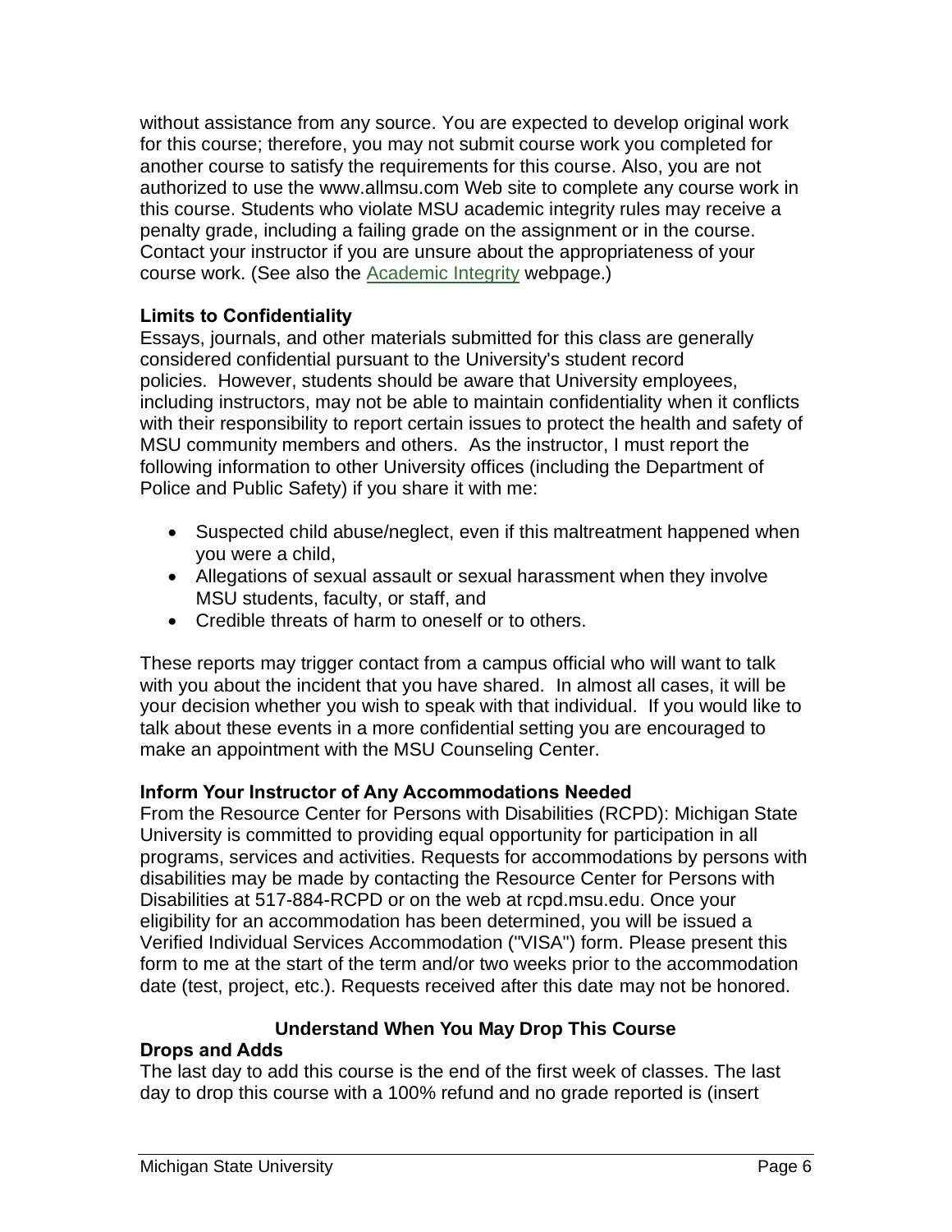without assistance from any source. You are expected to develop original work for this course; therefore, you may not submit course work you completed for another course to satisfy the requirements for this course. Also, you are not authorized to use the www.allmsu.com Web site to complete any course work in this course. Students who violate MSU academic integrity rules may receive a penalty grade, including a failing grade on the assignment or in the course. Contact your instructor if you are unsure about the appropriateness of your course work. (See also the Academic Integrity webpage.)

**Limits to Confidentiality**

Essays, journals, and other materials submitted for this class are generally considered confidential pursuant to the University's student record policies. However, students should be aware that University employees, including instructors, may not be able to maintain confidentiality when it conflicts with their responsibility to report certain issues to protect the health and safety of MSU community members and others. As the instructor, I must report the following information to other University offices (including the Department of Police and Public Safety) if you share it with me:

- Suspected child abuse/neglect, even if this maltreatment happened when you were a child,
- Allegations of sexual assault or sexual harassment when they involve MSU students, faculty, or staff, and
- Credible threats of harm to oneself or to others.

These reports may trigger contact from a campus official who will want to talk with you about the incident that you have shared. In almost all cases, it will be your decision whether you wish to speak with that individual. If you would like to talk about these events in a more confidential setting you are encouraged to make an appointment with the MSU Counseling Center.

**Inform Your Instructor of Any Accommodations Needed**

From the Resource Center for Persons with Disabilities (RCPD): Michigan State University is committed to providing equal opportunity for participation in all programs, services and activities. Requests for accommodations by persons with disabilities may be made by contacting the Resource Center for Persons with Disabilities at 517-884-RCPD or on the web at rcpd.msu.edu. Once your eligibility for an accommodation has been determined, you will be issued a Verified Individual Services Accommodation ("VISA") form. Please present this form to me at the start of the term and/or two weeks prior to the accommodation date (test, project, etc.). Requests received after this date may not be honored.

## Understand When You May Drop This Course

**Drops and Adds**

The last day to add this course is the end of the first week of classes. The last day to drop this course with a 100% refund and no grade reported is (insert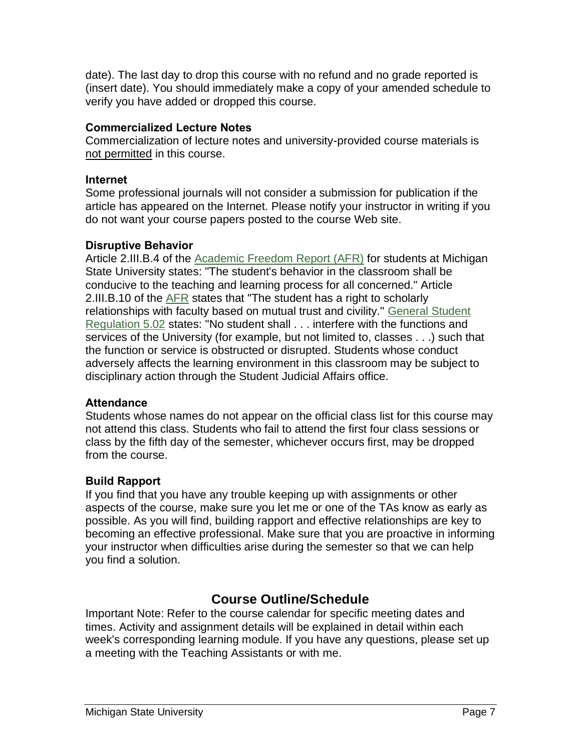date). The last day to drop this course with no refund and no grade reported is (insert date). You should immediately make a copy of your amended schedule to verify you have added or dropped this course.

### Commercialized Lecture Notes

Commercialization of lecture notes and university-provided course materials is not permitted in this course.

### Internet

Some professional journals will not consider a submission for publication if the article has appeared on the Internet. Please notify your instructor in writing if you do not want your course papers posted to the course Web site.

### Disruptive Behavior

Article 2.III.B.4 of the Academic Freedom Report (AFR) for students at Michigan State University states: "The student's behavior in the classroom shall be conducive to the teaching and learning process for all concerned." Article 2.III.B.10 of the AFR states that "The student has a right to scholarly relationships with faculty based on mutual trust and civility." General Student Regulation 5.02 states: "No student shall . . . interfere with the functions and services of the University (for example, but not limited to, classes . . .) such that the function or service is obstructed or disrupted. Students whose conduct adversely affects the learning environment in this classroom may be subject to disciplinary action through the Student Judicial Affairs office.

### Attendance

Students whose names do not appear on the official class list for this course may not attend this class. Students who fail to attend the first four class sessions or class by the fifth day of the semester, whichever occurs first, may be dropped from the course.

### Build Rapport

If you find that you have any trouble keeping up with assignments or other aspects of the course, make sure you let me or one of the TAs know as early as possible. As you will find, building rapport and effective relationships are key to becoming an effective professional. Make sure that you are proactive in informing your instructor when difficulties arise during the semester so that we can help you find a solution.

## Course Outline/Schedule

Important Note: Refer to the course calendar for specific meeting dates and times. Activity and assignment details will be explained in detail within each week's corresponding learning module. If you have any questions, please set up a meeting with the Teaching Assistants or with me.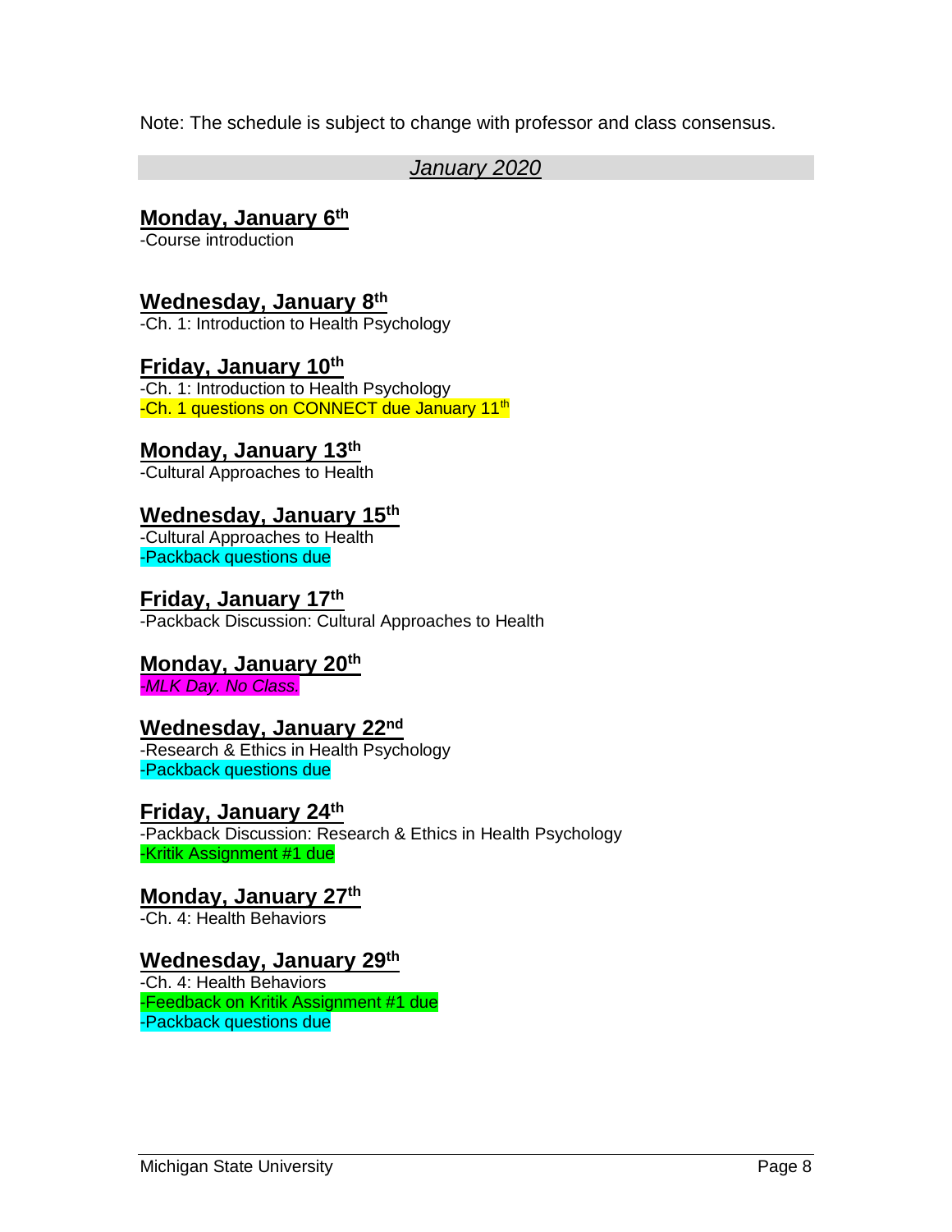Note: The schedule is subject to change with professor and class consensus.

## *January 2020*

### Monday, January 6th

-Course introduction

### Wednesday, January 8th

-Ch. 1: Introduction to Health Psychology

### Friday, January 10th

-Ch. 1: Introduction to Health Psychology
-Ch. 1 questions on CONNECT due January 11th

### Monday, January 13th

-Cultural Approaches to Health

### Wednesday, January 15th

-Cultural Approaches to Health
-Packback questions due

### Friday, January 17th

-Packback Discussion: Cultural Approaches to Health

### Monday, January 20th

*-MLK Day. No Class.*

### Wednesday, January 22nd

-Research & Ethics in Health Psychology
-Packback questions due

### Friday, January 24th

-Packback Discussion: Research & Ethics in Health Psychology
-Kritik Assignment #1 due

### Monday, January 27th

-Ch. 4: Health Behaviors

### Wednesday, January 29th

-Ch. 4: Health Behaviors
-Feedback on Kritik Assignment #1 due
-Packback questions due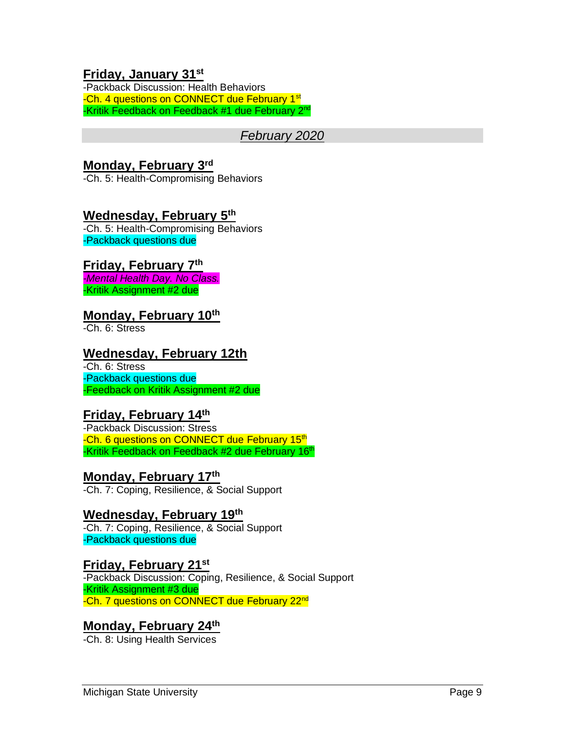### Friday, January 31st

-Packback Discussion: Health Behaviors
-Ch. 4 questions on CONNECT due February 1st
-Kritik Feedback on Feedback #1 due February 2nd

## *February 2020*

### Monday, February 3rd

-Ch. 5: Health-Compromising Behaviors

### Wednesday, February 5th

-Ch. 5: Health-Compromising Behaviors
-Packback questions due

### Friday, February 7th

*-Mental Health Day. No Class.*
-Kritik Assignment #2 due

### Monday, February 10th

-Ch. 6: Stress

### Wednesday, February 12th

-Ch. 6: Stress
-Packback questions due
-Feedback on Kritik Assignment #2 due

### Friday, February 14th

-Packback Discussion: Stress
-Ch. 6 questions on CONNECT due February 15th
-Kritik Feedback on Feedback #2 due February 16th

### Monday, February 17th

-Ch. 7: Coping, Resilience, & Social Support

### Wednesday, February 19th

-Ch. 7: Coping, Resilience, & Social Support
-Packback questions due

### Friday, February 21st

-Packback Discussion: Coping, Resilience, & Social Support
-Kritik Assignment #3 due
-Ch. 7 questions on CONNECT due February 22nd

### Monday, February 24th

-Ch. 8: Using Health Services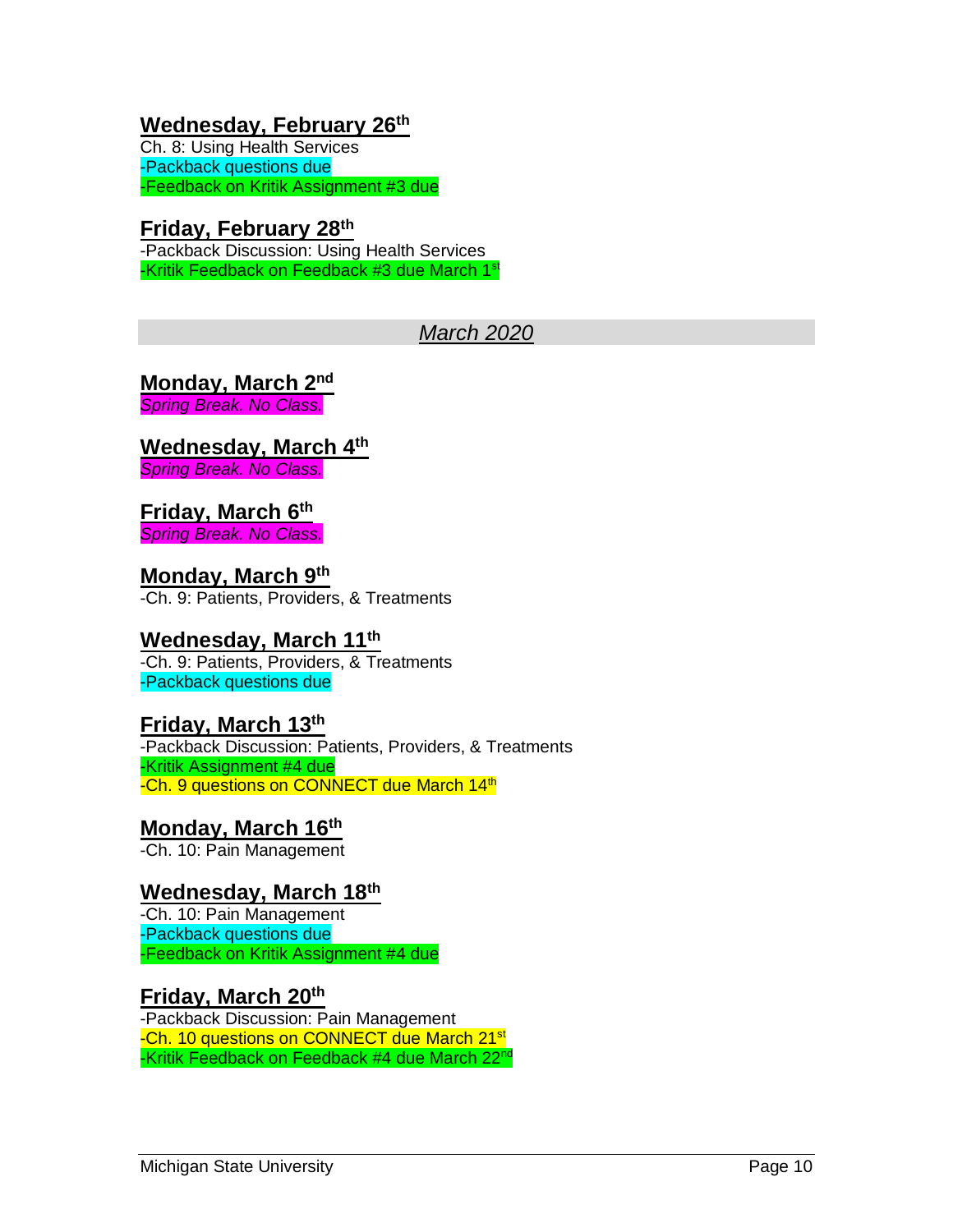**Wednesday, February 26th**
Ch. 8: Using Health Services
-Packback questions due
-Feedback on Kritik Assignment #3 due

**Friday, February 28th**
-Packback Discussion: Using Health Services
-Kritik Feedback on Feedback #3 due March 1st

## *March 2020*

**Monday, March 2nd**
*Spring Break. No Class.*

**Wednesday, March 4th**
*Spring Break. No Class.*

**Friday, March 6th**
*Spring Break. No Class.*

**Monday, March 9th**
-Ch. 9: Patients, Providers, & Treatments

**Wednesday, March 11th**
-Ch. 9: Patients, Providers, & Treatments
-Packback questions due

**Friday, March 13th**
-Packback Discussion: Patients, Providers, & Treatments
-Kritik Assignment #4 due
-Ch. 9 questions on CONNECT due March 14th

**Monday, March 16th**
-Ch. 10: Pain Management

**Wednesday, March 18th**
-Ch. 10: Pain Management
-Packback questions due
-Feedback on Kritik Assignment #4 due

**Friday, March 20th**
-Packback Discussion: Pain Management
-Ch. 10 questions on CONNECT due March 21st
-Kritik Feedback on Feedback #4 due March 22nd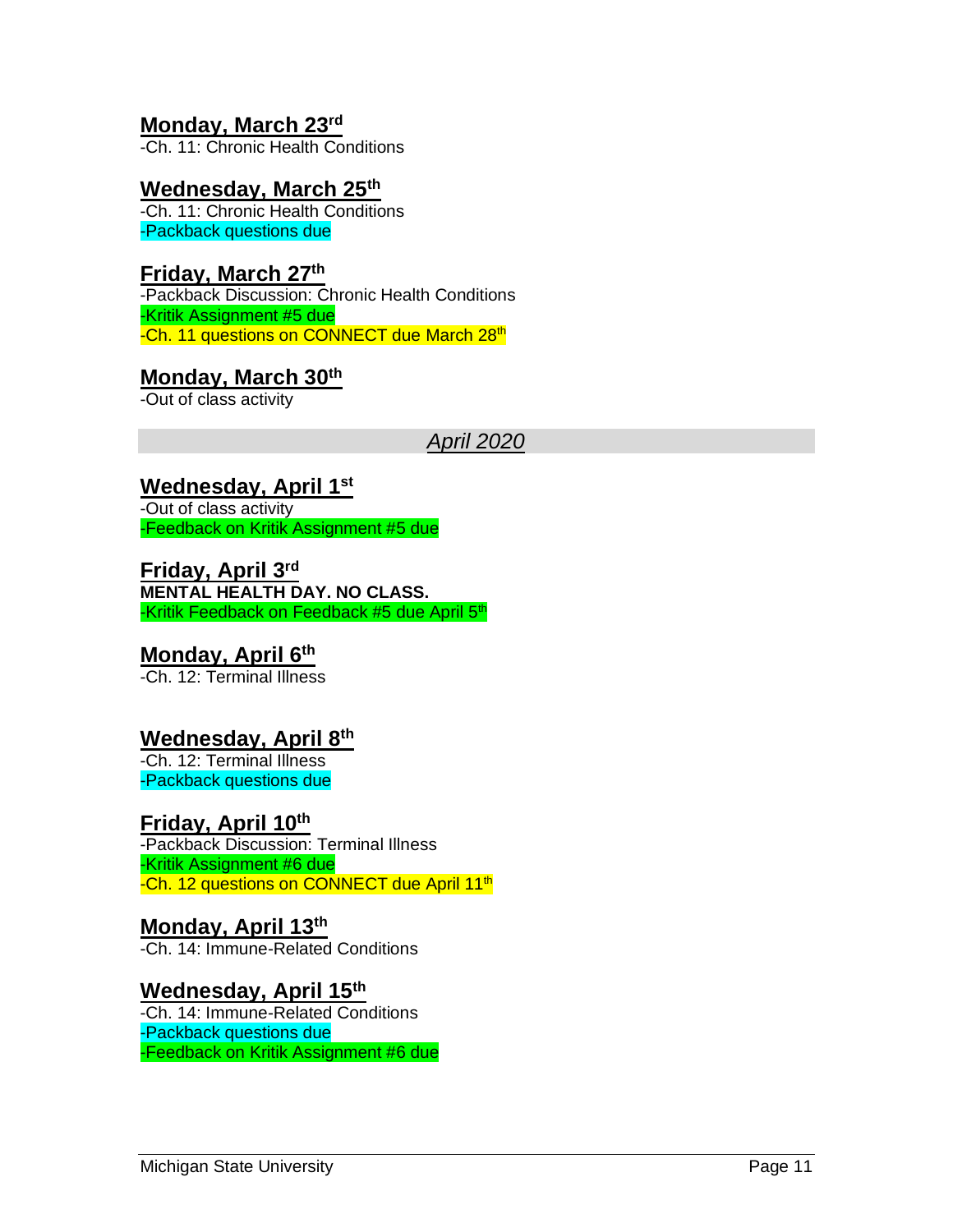**Monday, March 23rd**
-Ch. 11: Chronic Health Conditions

**Wednesday, March 25th**
-Ch. 11: Chronic Health Conditions
-Packback questions due

**Friday, March 27th**
-Packback Discussion: Chronic Health Conditions
-Kritik Assignment #5 due
-Ch. 11 questions on CONNECT due March 28th

**Monday, March 30th**
-Out of class activity

## *April 2020*

**Wednesday, April 1st**
-Out of class activity
-Feedback on Kritik Assignment #5 due

**Friday, April 3rd**
**MENTAL HEALTH DAY. NO CLASS.**
-Kritik Feedback on Feedback #5 due April 5th

**Monday, April 6th**
-Ch. 12: Terminal Illness

**Wednesday, April 8th**
-Ch. 12: Terminal Illness
-Packback questions due

**Friday, April 10th**
-Packback Discussion: Terminal Illness
-Kritik Assignment #6 due
-Ch. 12 questions on CONNECT due April 11th

**Monday, April 13th**
-Ch. 14: Immune-Related Conditions

**Wednesday, April 15th**
-Ch. 14: Immune-Related Conditions
-Packback questions due
-Feedback on Kritik Assignment #6 due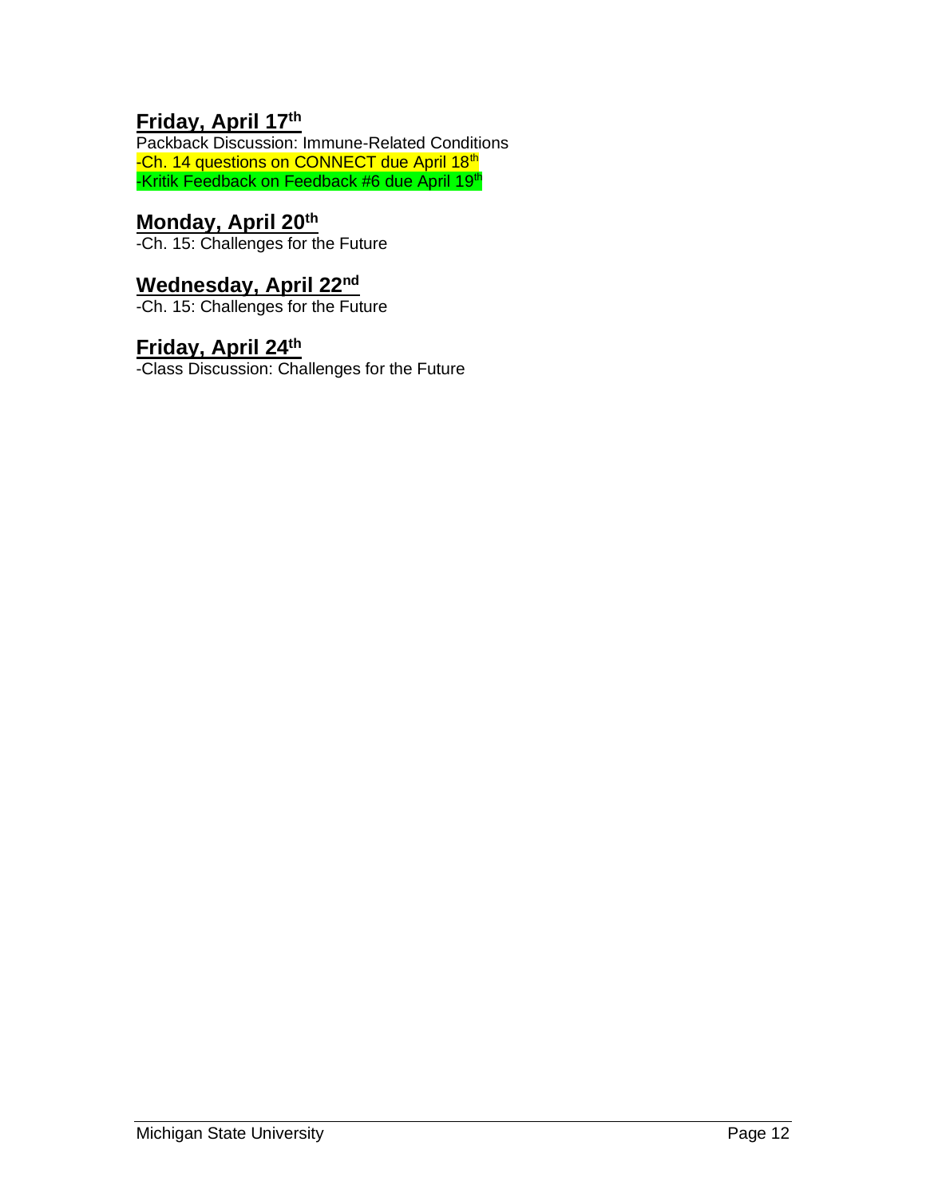**Friday, April 17th**

Packback Discussion: Immune-Related Conditions
-Ch. 14 questions on CONNECT due April 18th
-Kritik Feedback on Feedback #6 due April 19th

**Monday, April 20th**

-Ch. 15: Challenges for the Future

**Wednesday, April 22nd**

-Ch. 15: Challenges for the Future

**Friday, April 24th**

-Class Discussion: Challenges for the Future